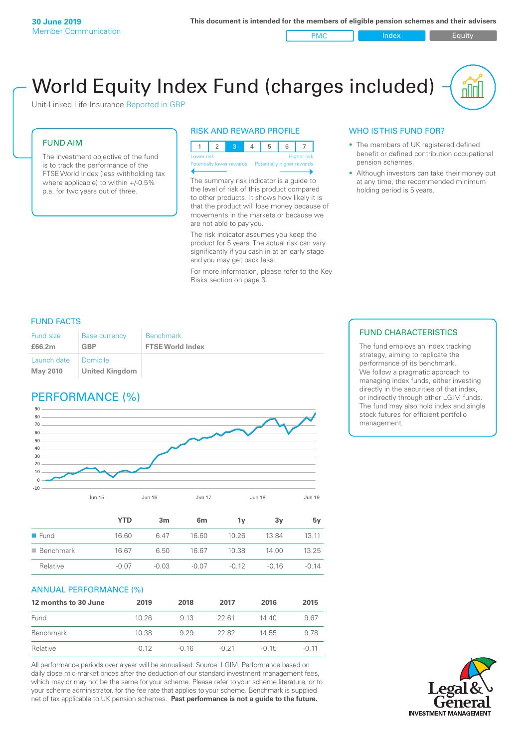**30 June 2019**
Member Communication

This document is intended for the members of eligible pension schemes and their advisers

PMC | Index | Equity

# World Equity Index Fund (charges included)

Unit-Linked Life Insurance Reported in GBP

## FUND AIM

The investment objective of the fund is to track the performance of the FTSE World Index (less withholding tax where applicable) to within +/-0.5% p.a. for two years out of three.

## RISK AND REWARD PROFILE

| 1 | 2 | 3 | 4 | 5 | 6 | 7 |
|---|---|---|---|---|---|---|

Lower risk — Higher risk
Potentially lower rewards — Potentially higher rewards

The summary risk indicator is a guide to the level of risk of this product compared to other products. It shows how likely it is that the product will lose money because of movements in the markets or because we are not able to pay you.

The risk indicator assumes you keep the product for 5 years. The actual risk can vary significantly if you cash in at an early stage and you may get back less.

For more information, please refer to the Key Risks section on page 3.

## WHO IS THIS FUND FOR?

- The members of UK registered defined benefit or defined contribution occupational pension schemes.
- Although investors can take their money out at any time, the recommended minimum holding period is 5 years.

## FUND FACTS

| Fund size | Base currency | Benchmark |
|---|---|---|
| £66.2m | GBP | FTSE World Index |
| Launch date | Domicile | |
| May 2010 | United Kingdom | |

## FUND CHARACTERISTICS

The fund employs an index tracking strategy, aiming to replicate the performance of its benchmark. We follow a pragmatic approach to managing index funds, either investing directly in the securities of that index, or indirectly through other LGIM funds. The fund may also hold index and single stock futures for efficient portfolio management.

## PERFORMANCE (%)

| | YTD | 3m | 6m | 1y | 3y | 5y |
|---|---|---|---|---|---|---|
| Fund | 16.60 | 6.47 | 16.60 | 10.26 | 13.84 | 13.11 |
| Benchmark | 16.67 | 6.50 | 16.67 | 10.38 | 14.00 | 13.25 |
| Relative | -0.07 | -0.03 | -0.07 | -0.12 | -0.16 | -0.14 |

## ANNUAL PERFORMANCE (%)

| 12 months to 30 June | 2019 | 2018 | 2017 | 2016 | 2015 |
|---|---|---|---|---|---|
| Fund | 10.26 | 9.13 | 22.61 | 14.40 | 9.67 |
| Benchmark | 10.38 | 9.29 | 22.82 | 14.55 | 9.78 |
| Relative | -0.12 | -0.16 | -0.21 | -0.15 | -0.11 |

All performance periods over a year will be annualised. Source: LGIM. Performance based on daily close mid-market prices after the deduction of our standard investment management fees, which may or may not be the same for your scheme. Please refer to your scheme literature, or to your scheme administrator, for the fee rate that applies to your scheme. Benchmark is supplied net of tax applicable to UK pension schemes. **Past performance is not a guide to the future.**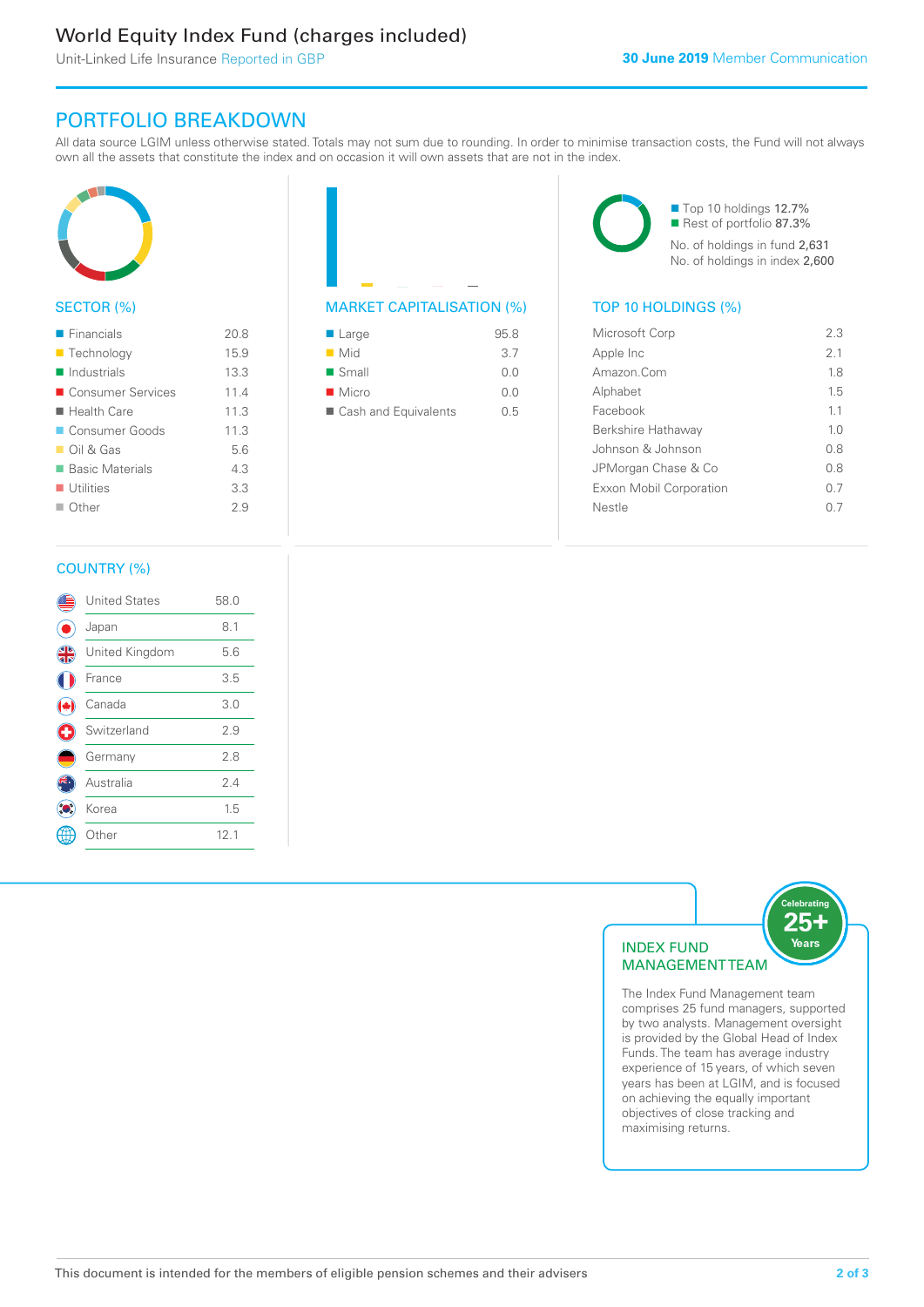# World Equity Index Fund (charges included)

Unit-Linked Life Insurance Reported in GBP

**30 June 2019** Member Communication

## PORTFOLIO BREAKDOWN

All data source LGIM unless otherwise stated. Totals may not sum due to rounding. In order to minimise transaction costs, the Fund will not always own all the assets that constitute the index and on occasion it will own assets that are not in the index.

### SECTOR (%)

| Sector | % |
|---|---|
| Financials | 20.8 |
| Technology | 15.9 |
| Industrials | 13.3 |
| Consumer Services | 11.4 |
| Health Care | 11.3 |
| Consumer Goods | 11.3 |
| Oil & Gas | 5.6 |
| Basic Materials | 4.3 |
| Utilities | 3.3 |
| Other | 2.9 |

### MARKET CAPITALISATION (%)

| Market Capitalisation | % |
|---|---|
| Large | 95.8 |
| Mid | 3.7 |
| Small | 0.0 |
| Micro | 0.0 |
| Cash and Equivalents | 0.5 |

- Top 10 holdings 12.7%
- Rest of portfolio 87.3%

No. of holdings in fund 2,631

No. of holdings in index 2,600

### TOP 10 HOLDINGS (%)

| Holding | % |
|---|---|
| Microsoft Corp | 2.3 |
| Apple Inc | 2.1 |
| Amazon.Com | 1.8 |
| Alphabet | 1.5 |
| Facebook | 1.1 |
| Berkshire Hathaway | 1.0 |
| Johnson & Johnson | 0.8 |
| JPMorgan Chase & Co | 0.8 |
| Exxon Mobil Corporation | 0.7 |
| Nestle | 0.7 |

### COUNTRY (%)

| Country | % |
|---|---|
| United States | 58.0 |
| Japan | 8.1 |
| United Kingdom | 5.6 |
| France | 3.5 |
| Canada | 3.0 |
| Switzerland | 2.9 |
| Germany | 2.8 |
| Australia | 2.4 |
| Korea | 1.5 |
| Other | 12.1 |

### INDEX FUND MANAGEMENT TEAM

Celebrating 25+ Years

The Index Fund Management team comprises 25 fund managers, supported by two analysts. Management oversight is provided by the Global Head of Index Funds. The team has average industry experience of 15 years, of which seven years has been at LGIM, and is focused on achieving the equally important objectives of close tracking and maximising returns.

This document is intended for the members of eligible pension schemes and their advisers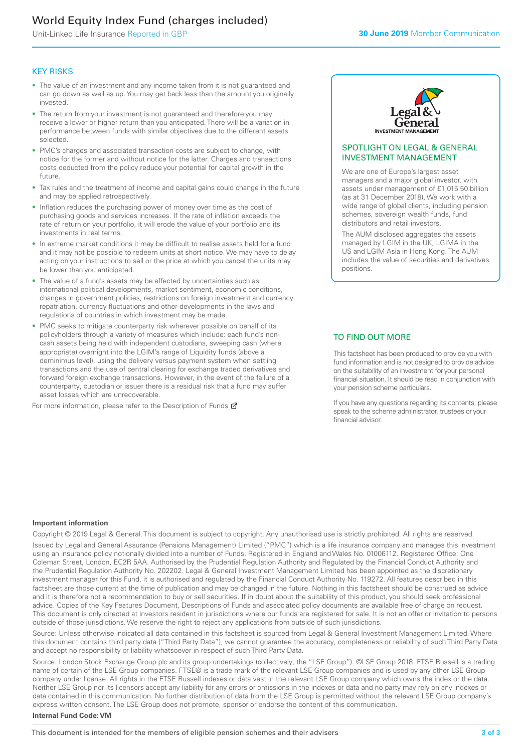## KEY RISKS

- The value of an investment and any income taken from it is not guaranteed and can go down as well as up. You may get back less than the amount you originally invested.
- The return from your investment is not guaranteed and therefore you may receive a lower or higher return than you anticipated. There will be a variation in performance between funds with similar objectives due to the different assets selected.
- PMC's charges and associated transaction costs are subject to change, with notice for the former and without notice for the latter. Charges and transactions costs deducted from the policy reduce your potential for capital growth in the future.
- Tax rules and the treatment of income and capital gains could change in the future and may be applied retrospectively.
- Inflation reduces the purchasing power of money over time as the cost of purchasing goods and services increases. If the rate of inflation exceeds the rate of return on your portfolio, it will erode the value of your portfolio and its investments in real terms.
- In extreme market conditions it may be difficult to realise assets held for a fund and it may not be possible to redeem units at short notice. We may have to delay acting on your instructions to sell or the price at which you cancel the units may be lower than you anticipated.
- The value of a fund's assets may be affected by uncertainties such as international political developments, market sentiment, economic conditions, changes in government policies, restrictions on foreign investment and currency repatriation, currency fluctuations and other developments in the laws and regulations of countries in which investment may be made.
- PMC seeks to mitigate counterparty risk wherever possible on behalf of its policyholders through a variety of measures which include: each fund's non-cash assets being held with independent custodians, sweeping cash (where appropriate) overnight into the LGIM's range of Liquidity funds (above a deminimus level), using the delivery versus payment system when settling transactions and the use of central clearing for exchange traded derivatives and forward foreign exchange transactions. However, in the event of the failure of a counterparty, custodian or issuer there is a residual risk that a fund may suffer asset losses which are unrecoverable.

For more information, please refer to the Description of Funds

## SPOTLIGHT ON LEGAL & GENERAL INVESTMENT MANAGEMENT

We are one of Europe's largest asset managers and a major global investor, with assets under management of £1,015.50 billion (as at 31 December 2018). We work with a wide range of global clients, including pension schemes, sovereign wealth funds, fund distributors and retail investors.

The AUM disclosed aggregates the assets managed by LGIM in the UK, LGIMA in the US and LGIM Asia in Hong Kong. The AUM includes the value of securities and derivatives positions.

## TO FIND OUT MORE

This factsheet has been produced to provide you with fund information and is not designed to provide advice on the suitability of an investment for your personal financial situation. It should be read in conjunction with your pension scheme particulars.

If you have any questions regarding its contents, please speak to the scheme administrator, trustees or your financial advisor.

**Important information**

Copyright © 2019 Legal & General. This document is subject to copyright. Any unauthorised use is strictly prohibited. All rights are reserved.

Issued by Legal and General Assurance (Pensions Management) Limited ("PMC") which is a life insurance company and manages this investment using an insurance policy notionally divided into a number of Funds. Registered in England and Wales No. 01006112. Registered Office: One Coleman Street, London, EC2R 5AA. Authorised by the Prudential Regulation Authority and Regulated by the Financial Conduct Authority and the Prudential Regulation Authority No. 202202. Legal & General Investment Management Limited has been appointed as the discretionary investment manager for this Fund, it is authorised and regulated by the Financial Conduct Authority No. 119272. All features described in this factsheet are those current at the time of publication and may be changed in the future. Nothing in this factsheet should be construed as advice and it is therefore not a recommendation to buy or sell securities. If in doubt about the suitability of this product, you should seek professional advice. Copies of the Key Features Document, Descriptions of Funds and associated policy documents are available free of charge on request. This document is only directed at investors resident in jurisdictions where our funds are registered for sale. It is not an offer or invitation to persons outside of those jurisdictions. We reserve the right to reject any applications from outside of such jurisdictions.

Source: Unless otherwise indicated all data contained in this factsheet is sourced from Legal & General Investment Management Limited. Where this document contains third party data ("Third Party Data"), we cannot guarantee the accuracy, completeness or reliability of such Third Party Data and accept no responsibility or liability whatsoever in respect of such Third Party Data.

Source: London Stock Exchange Group plc and its group undertakings (collectively, the "LSE Group"). ©LSE Group 2018. FTSE Russell is a trading name of certain of the LSE Group companies. FTSE® is a trade mark of the relevant LSE Group companies and is used by any other LSE Group company under license. All rights in the FTSE Russell indexes or data vest in the relevant LSE Group company which owns the index or the data. Neither LSE Group nor its licensors accept any liability for any errors or omissions in the indexes or data and no party may rely on any indexes or data contained in this communication. No further distribution of data from the LSE Group is permitted without the relevant LSE Group company's express written consent. The LSE Group does not promote, sponsor or endorse the content of this communication.

**Internal Fund Code: VM**

This document is intended for the members of eligible pension schemes and their advisers